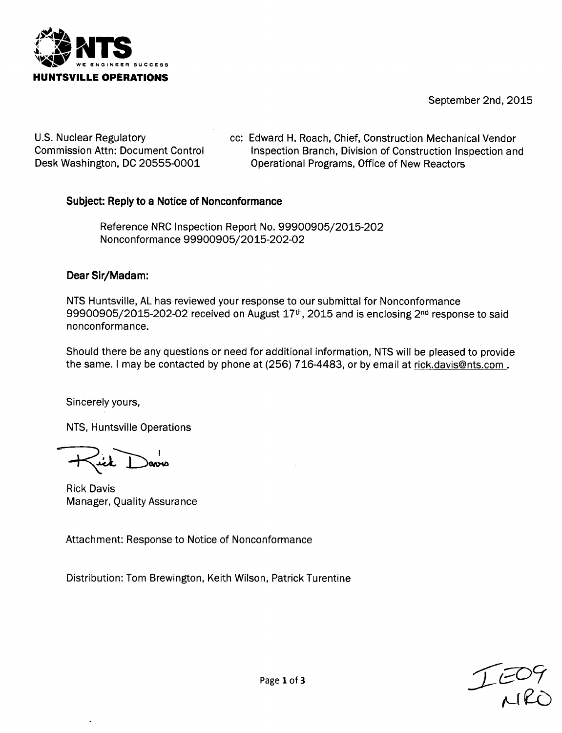**NTS**
WE ENGINEER SUCCESS
**HUNTSVILLE OPERATIONS**

September 2nd, 2015

U.S. Nuclear Regulatory
Commission Attn: Document Control
Desk Washington, DC 20555-0001

cc: Edward H. Roach, Chief, Construction Mechanical Vendor
Inspection Branch, Division of Construction Inspection and
Operational Programs, Office of New Reactors

**Subject: Reply to a Notice of Nonconformance**

Reference NRC Inspection Report No. 99900905/2015-202
Nonconformance 99900905/2015-202-02

**Dear Sir/Madam:**

NTS Huntsville, AL has reviewed your response to our submittal for Nonconformance 99900905/2015-202-02 received on August 17th, 2015 and is enclosing 2nd response to said nonconformance.

Should there be any questions or need for additional information, NTS will be pleased to provide the same. I may be contacted by phone at (256) 716-4483, or by email at rick.davis@nts.com .

Sincerely yours,

NTS, Huntsville Operations

Rick Davis
Manager, Quality Assurance

Attachment: Response to Notice of Nonconformance

Distribution: Tom Brewington, Keith Wilson, Patrick Turentine

IE09
NRO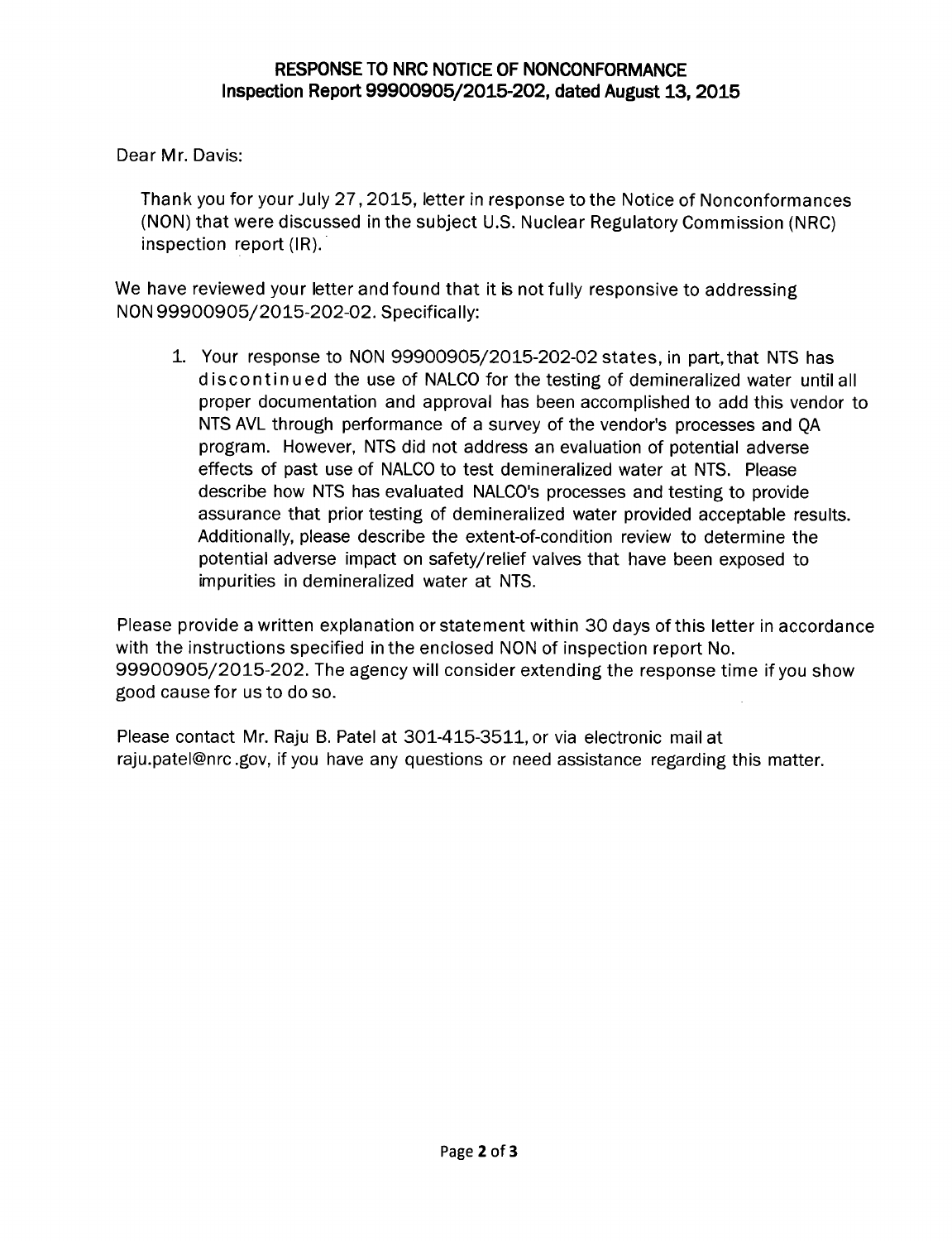## RESPONSE TO NRC NOTICE OF NONCONFORMANCE
## Inspection Report 99900905/2015-202, dated August 13, 2015

Dear Mr. Davis:

Thank you for your July 27, 2015, letter in response to the Notice of Nonconformances (NON) that were discussed in the subject U.S. Nuclear Regulatory Commission (NRC) inspection report (IR).

We have reviewed your letter and found that it is not fully responsive to addressing NON 99900905/2015-202-02. Specifically:

1. Your response to NON 99900905/2015-202-02 states, in part, that NTS has discontinued the use of NALCO for the testing of demineralized water until all proper documentation and approval has been accomplished to add this vendor to NTS AVL through performance of a survey of the vendor's processes and QA program. However, NTS did not address an evaluation of potential adverse effects of past use of NALCO to test demineralized water at NTS. Please describe how NTS has evaluated NALCO's processes and testing to provide assurance that prior testing of demineralized water provided acceptable results. Additionally, please describe the extent-of-condition review to determine the potential adverse impact on safety/relief valves that have been exposed to impurities in demineralized water at NTS.

Please provide a written explanation or statement within 30 days of this letter in accordance with the instructions specified in the enclosed NON of inspection report No. 99900905/2015-202. The agency will consider extending the response time if you show good cause for us to do so.

Please contact Mr. Raju B. Patel at 301-415-3511, or via electronic mail at raju.patel@nrc.gov, if you have any questions or need assistance regarding this matter.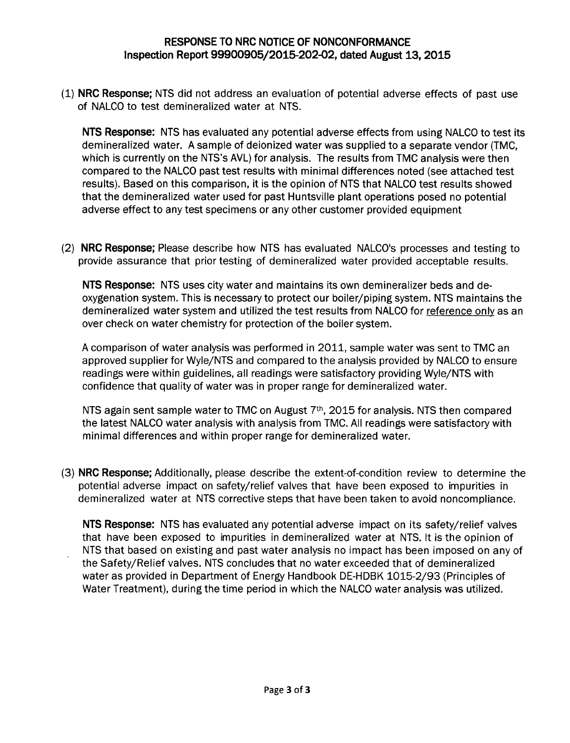## RESPONSE TO NRC NOTICE OF NONCONFORMANCE
## Inspection Report 99900905/2015-202-02, dated August 13, 2015

(1) **NRC Response;** NTS did not address an evaluation of potential adverse effects of past use of NALCO to test demineralized water at NTS.

**NTS Response:** NTS has evaluated any potential adverse effects from using NALCO to test its demineralized water. A sample of deionized water was supplied to a separate vendor (TMC, which is currently on the NTS's AVL) for analysis. The results from TMC analysis were then compared to the NALCO past test results with minimal differences noted (see attached test results). Based on this comparison, it is the opinion of NTS that NALCO test results showed that the demineralized water used for past Huntsville plant operations posed no potential adverse effect to any test specimens or any other customer provided equipment

(2) **NRC Response;** Please describe how NTS has evaluated NALCO's processes and testing to provide assurance that prior testing of demineralized water provided acceptable results.

**NTS Response:** NTS uses city water and maintains its own demineralizer beds and de-oxygenation system. This is necessary to protect our boiler/piping system. NTS maintains the demineralized water system and utilized the test results from NALCO for reference only as an over check on water chemistry for protection of the boiler system.

A comparison of water analysis was performed in 2011, sample water was sent to TMC an approved supplier for Wyle/NTS and compared to the analysis provided by NALCO to ensure readings were within guidelines, all readings were satisfactory providing Wyle/NTS with confidence that quality of water was in proper range for demineralized water.

NTS again sent sample water to TMC on August 7th, 2015 for analysis. NTS then compared the latest NALCO water analysis with analysis from TMC. All readings were satisfactory with minimal differences and within proper range for demineralized water.

(3) **NRC Response;** Additionally, please describe the extent-of-condition review to determine the potential adverse impact on safety/relief valves that have been exposed to impurities in demineralized water at NTS corrective steps that have been taken to avoid noncompliance.

**NTS Response:** NTS has evaluated any potential adverse impact on its safety/relief valves that have been exposed to impurities in demineralized water at NTS. It is the opinion of NTS that based on existing and past water analysis no impact has been imposed on any of the Safety/Relief valves. NTS concludes that no water exceeded that of demineralized water as provided in Department of Energy Handbook DE-HDBK 1015-2/93 (Principles of Water Treatment), during the time period in which the NALCO water analysis was utilized.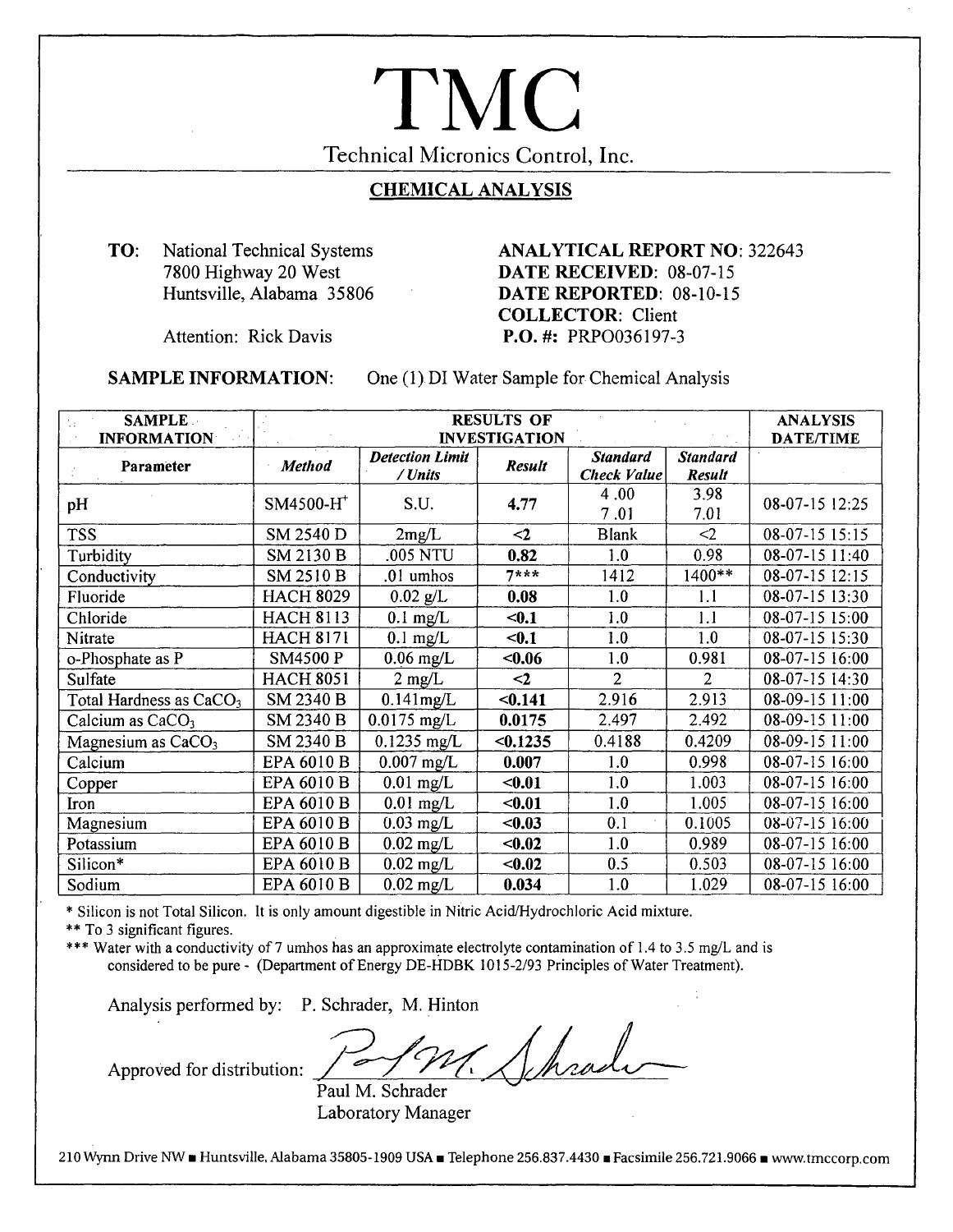# TMC

Technical Micronics Control, Inc.

## CHEMICAL ANALYSIS

**TO:** National Technical Systems
7800 Highway 20 West
Huntsville, Alabama 35806

Attention: Rick Davis

**ANALYTICAL REPORT NO**: 322643
**DATE RECEIVED**: 08-07-15
**DATE REPORTED**: 08-10-15
**COLLECTOR**: Client
**P.O. #:** PRPO036197-3

**SAMPLE INFORMATION:** One (1) DI Water Sample for Chemical Analysis

| SAMPLE INFORMATION | RESULTS OF INVESTIGATION | | | | | ANALYSIS DATE/TIME |
|---|---|---|---|---|---|---|
| **Parameter** | ***Method*** | ***Detection Limit / Units*** | ***Result*** | ***Standard Check Value*** | ***Standard Result*** | |
| pH | SM4500-$H^+$ | S.U. | **4.77** | 4 .00<br>7 .01 | 3.98<br>7.01 | 08-07-15 12:25 |
| TSS | SM 2540 D | 2mg/L | <2 | Blank | <2 | 08-07-15 15:15 |
| Turbidity | SM 2130 B | .005 NTU | **0.82** | 1.0 | 0.98 | 08-07-15 11:40 |
| Conductivity | SM 2510 B | .01 umhos | **7*** ** | 1412 | 1400** | 08-07-15 12:15 |
| Fluoride | HACH 8029 | 0.02 g/L | **0.08** | 1.0 | 1.1 | 08-07-15 13:30 |
| Chloride | HACH 8113 | 0.1 mg/L | **<0.1** | 1.0 | 1.1 | 08-07-15 15:00 |
| Nitrate | HACH 8171 | 0.1 mg/L | **<0.1** | 1.0 | 1.0 | 08-07-15 15:30 |
| o-Phosphate as P | SM4500 P | 0.06 mg/L | **<0.06** | 1.0 | 0.981 | 08-07-15 16:00 |
| Sulfate | HACH 8051 | 2 mg/L | <2 | 2 | 2 | 08-07-15 14:30 |
| Total Hardness as $CaCO_3$ | SM 2340 B | 0.141mg/L | **<0.141** | 2.916 | 2.913 | 08-09-15 11:00 |
| Calcium as $CaCO_3$ | SM 2340 B | 0.0175 mg/L | **0.0175** | 2.497 | 2.492 | 08-09-15 11:00 |
| Magnesium as $CaCO_3$ | SM 2340 B | 0.1235 mg/L | **<0.1235** | 0.4188 | 0.4209 | 08-09-15 11:00 |
| Calcium | EPA 6010 B | 0.007 mg/L | **0.007** | 1.0 | 0.998 | 08-07-15 16:00 |
| Copper | EPA 6010 B | 0.01 mg/L | **<0.01** | 1.0 | 1.003 | 08-07-15 16:00 |
| Iron | EPA 6010 B | 0.01 mg/L | **<0.01** | 1.0 | 1.005 | 08-07-15 16:00 |
| Magnesium | EPA 6010 B | 0.03 mg/L | **<0.03** | 0.1 | 0.1005 | 08-07-15 16:00 |
| Potassium | EPA 6010 B | 0.02 mg/L | **<0.02** | 1.0 | 0.989 | 08-07-15 16:00 |
| Silicon* | EPA 6010 B | 0.02 mg/L | **<0.02** | 0.5 | 0.503 | 08-07-15 16:00 |
| Sodium | EPA 6010 B | 0.02 mg/L | **0.034** | 1.0 | 1.029 | 08-07-15 16:00 |

\* Silicon is not Total Silicon. It is only amount digestible in Nitric Acid/Hydrochloric Acid mixture.

** To 3 significant figures.

*** Water with a conductivity of 7 umhos has an approximate electrolyte contamination of 1.4 to 3.5 mg/L and is considered to be pure - (Department of Energy DE-HDBK 1015-2/93 Principles of Water Treatment).

Analysis performed by: P. Schrader, M. Hinton

Approved for distribution: [signature]

Paul M. Schrader
Laboratory Manager

210 Wynn Drive NW ■ Huntsville, Alabama 35805-1909 USA ■ Telephone 256.837.4430 ■ Facsimile 256.721.9066 ■ www.tmccorp.com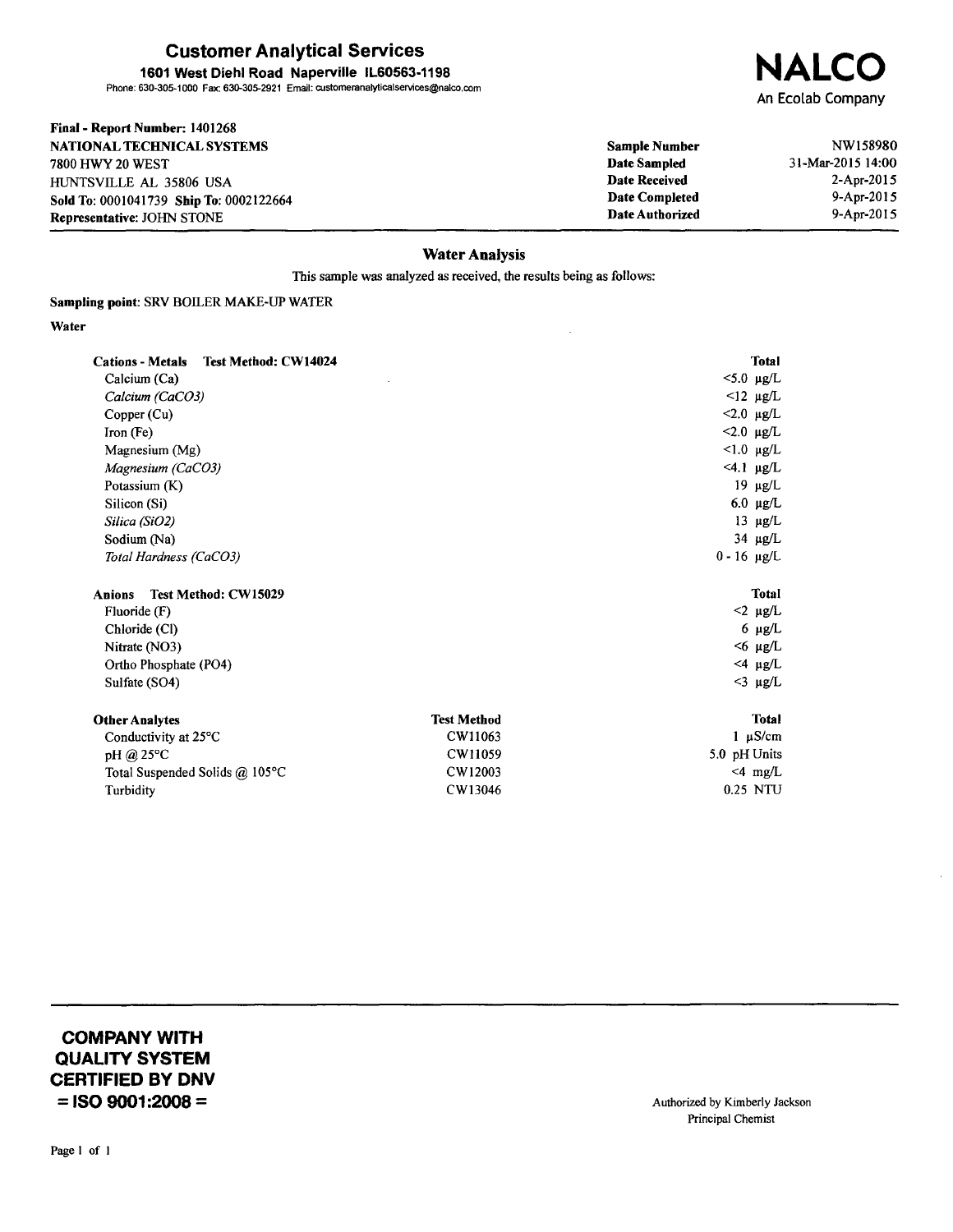# Customer Analytical Services

**1601 West Diehl Road Naperville IL60563-1198**

Phone: 630-305-1000 Fax: 630-305-2921 Email: customeranalyticalservices@nalco.com

**NALCO**
An Ecolab Company

**Final - Report Number:** 1401268
**NATIONAL TECHNICAL SYSTEMS**
7800 HWY 20 WEST
HUNTSVILLE AL 35806 USA
**Sold To:** 0001041739 **Ship To:** 0002122664
**Representative:** JOHN STONE

| | |
|---|---|
| **Sample Number** | NW158980 |
| **Date Sampled** | 31-Mar-2015 14:00 |
| **Date Received** | 2-Apr-2015 |
| **Date Completed** | 9-Apr-2015 |
| **Date Authorized** | 9-Apr-2015 |

## Water Analysis

This sample was analyzed as received, the results being as follows:

**Sampling point:** SRV BOILER MAKE-UP WATER

**Water**

| **Cations - Metals Test Method: CW14024** | **Total** |
|---|---|
| Calcium (Ca) | <5.0 µg/L |
| *Calcium (CaCO3)* | <12 µg/L |
| Copper (Cu) | <2.0 µg/L |
| Iron (Fe) | <2.0 µg/L |
| Magnesium (Mg) | <1.0 µg/L |
| *Magnesium (CaCO3)* | <4.1 µg/L |
| Potassium (K) | 19 µg/L |
| Silicon (Si) | 6.0 µg/L |
| *Silica (SiO2)* | 13 µg/L |
| Sodium (Na) | 34 µg/L |
| *Total Hardness (CaCO3)* | 0 - 16 µg/L |

| **Anions Test Method: CW15029** | **Total** |
|---|---|
| Fluoride (F) | <2 µg/L |
| Chloride (Cl) | 6 µg/L |
| Nitrate (NO3) | <6 µg/L |
| Ortho Phosphate (PO4) | <4 µg/L |
| Sulfate (SO4) | <3 µg/L |

| **Other Analytes** | **Test Method** | **Total** |
|---|---|---|
| Conductivity at 25°C | CW11063 | 1 µS/cm |
| pH @ 25°C | CW11059 | 5.0 pH Units |
| Total Suspended Solids @ 105°C | CW12003 | <4 mg/L |
| Turbidity | CW13046 | 0.25 NTU |

**COMPANY WITH QUALITY SYSTEM CERTIFIED BY DNV = ISO 9001:2008 =**

Authorized by Kimberly Jackson
Principal Chemist